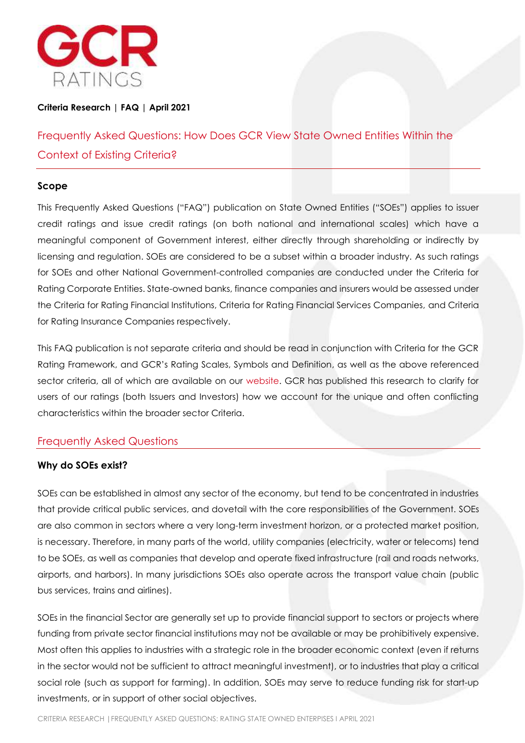**Criteria Research | FAQ | April 2021**

# Frequently Asked Questions: How Does GCR View State Owned Entities Within the Context of Existing Criteria?

## Scope

This Frequently Asked Questions ("FAQ") publication on State Owned Entities ("SOEs") applies to issuer credit ratings and issue credit ratings (on both national and international scales) which have a meaningful component of Government interest, either directly through shareholding or indirectly by licensing and regulation. SOEs are considered to be a subset within a broader industry. As such ratings for SOEs and other National Government-controlled companies are conducted under the Criteria for Rating Corporate Entities. State-owned banks, finance companies and insurers would be assessed under the Criteria for Rating Financial Institutions, Criteria for Rating Financial Services Companies, and Criteria for Rating Insurance Companies respectively.

This FAQ publication is not separate criteria and should be read in conjunction with Criteria for the GCR Rating Framework, and GCR's Rating Scales, Symbols and Definition, as well as the above referenced sector criteria, all of which are available on our website. GCR has published this research to clarify for users of our ratings (both Issuers and Investors) how we account for the unique and often conflicting characteristics within the broader sector Criteria.

## Frequently Asked Questions

### Why do SOEs exist?

SOEs can be established in almost any sector of the economy, but tend to be concentrated in industries that provide critical public services, and dovetail with the core responsibilities of the Government. SOEs are also common in sectors where a very long-term investment horizon, or a protected market position, is necessary. Therefore, in many parts of the world, utility companies (electricity, water or telecoms) tend to be SOEs, as well as companies that develop and operate fixed infrastructure (rail and roads networks, airports, and harbors). In many jurisdictions SOEs also operate across the transport value chain (public bus services, trains and airlines).

SOEs in the financial Sector are generally set up to provide financial support to sectors or projects where funding from private sector financial institutions may not be available or may be prohibitively expensive. Most often this applies to industries with a strategic role in the broader economic context (even if returns in the sector would not be sufficient to attract meaningful investment), or to industries that play a critical social role (such as support for farming). In addition, SOEs may serve to reduce funding risk for start-up investments, or in support of other social objectives.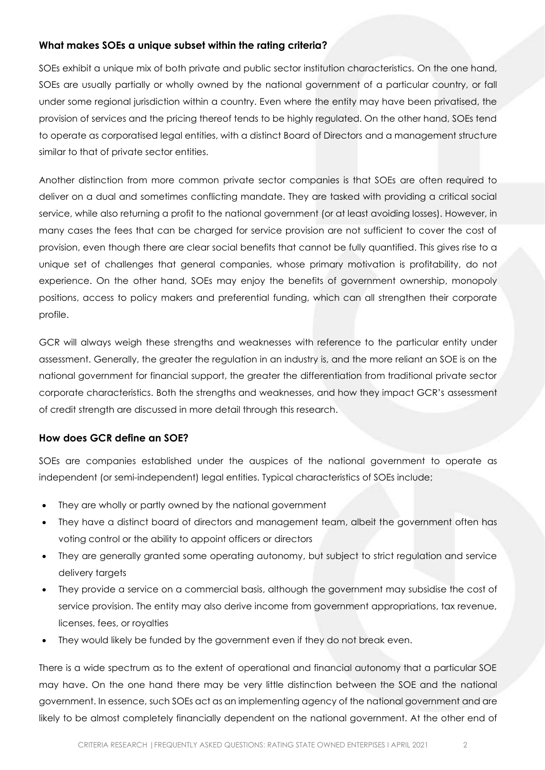### What makes SOEs a unique subset within the rating criteria?

SOEs exhibit a unique mix of both private and public sector institution characteristics. On the one hand, SOEs are usually partially or wholly owned by the national government of a particular country, or fall under some regional jurisdiction within a country. Even where the entity may have been privatised, the provision of services and the pricing thereof tends to be highly regulated. On the other hand, SOEs tend to operate as corporatised legal entities, with a distinct Board of Directors and a management structure similar to that of private sector entities.

Another distinction from more common private sector companies is that SOEs are often required to deliver on a dual and sometimes conflicting mandate. They are tasked with providing a critical social service, while also returning a profit to the national government (or at least avoiding losses). However, in many cases the fees that can be charged for service provision are not sufficient to cover the cost of provision, even though there are clear social benefits that cannot be fully quantified. This gives rise to a unique set of challenges that general companies, whose primary motivation is profitability, do not experience. On the other hand, SOEs may enjoy the benefits of government ownership, monopoly positions, access to policy makers and preferential funding, which can all strengthen their corporate profile.

GCR will always weigh these strengths and weaknesses with reference to the particular entity under assessment. Generally, the greater the regulation in an industry is, and the more reliant an SOE is on the national government for financial support, the greater the differentiation from traditional private sector corporate characteristics. Both the strengths and weaknesses, and how they impact GCR's assessment of credit strength are discussed in more detail through this research.

### How does GCR define an SOE?

SOEs are companies established under the auspices of the national government to operate as independent (or semi-independent) legal entities. Typical characteristics of SOEs include;

- They are wholly or partly owned by the national government
- They have a distinct board of directors and management team, albeit the government often has voting control or the ability to appoint officers or directors
- They are generally granted some operating autonomy, but subject to strict regulation and service delivery targets
- They provide a service on a commercial basis, although the government may subsidise the cost of service provision. The entity may also derive income from government appropriations, tax revenue, licenses, fees, or royalties
- They would likely be funded by the government even if they do not break even.

There is a wide spectrum as to the extent of operational and financial autonomy that a particular SOE may have. On the one hand there may be very little distinction between the SOE and the national government. In essence, such SOEs act as an implementing agency of the national government and are likely to be almost completely financially dependent on the national government. At the other end of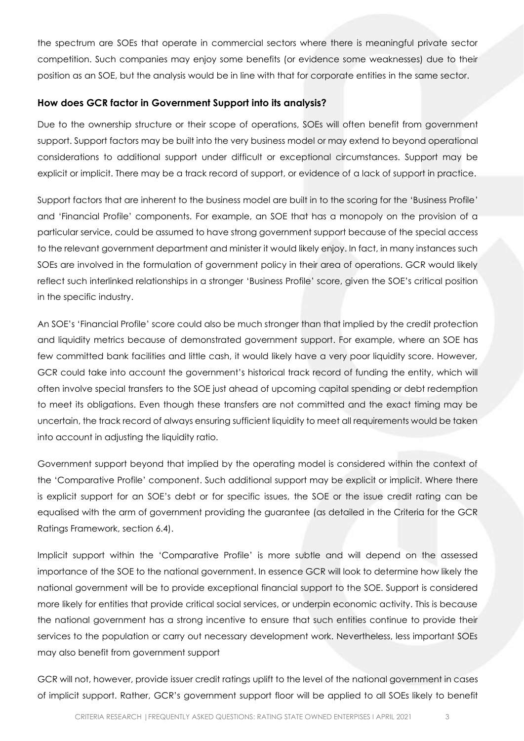the spectrum are SOEs that operate in commercial sectors where there is meaningful private sector competition. Such companies may enjoy some benefits (or evidence some weaknesses) due to their position as an SOE, but the analysis would be in line with that for corporate entities in the same sector.

### How does GCR factor in Government Support into its analysis?

Due to the ownership structure or their scope of operations, SOEs will often benefit from government support. Support factors may be built into the very business model or may extend to beyond operational considerations to additional support under difficult or exceptional circumstances. Support may be explicit or implicit. There may be a track record of support, or evidence of a lack of support in practice.

Support factors that are inherent to the business model are built in to the scoring for the 'Business Profile' and 'Financial Profile' components. For example, an SOE that has a monopoly on the provision of a particular service, could be assumed to have strong government support because of the special access to the relevant government department and minister it would likely enjoy. In fact, in many instances such SOEs are involved in the formulation of government policy in their area of operations. GCR would likely reflect such interlinked relationships in a stronger 'Business Profile' score, given the SOE's critical position in the specific industry.

An SOE's 'Financial Profile' score could also be much stronger than that implied by the credit protection and liquidity metrics because of demonstrated government support. For example, where an SOE has few committed bank facilities and little cash, it would likely have a very poor liquidity score. However, GCR could take into account the government's historical track record of funding the entity, which will often involve special transfers to the SOE just ahead of upcoming capital spending or debt redemption to meet its obligations. Even though these transfers are not committed and the exact timing may be uncertain, the track record of always ensuring sufficient liquidity to meet all requirements would be taken into account in adjusting the liquidity ratio.

Government support beyond that implied by the operating model is considered within the context of the 'Comparative Profile' component. Such additional support may be explicit or implicit. Where there is explicit support for an SOE's debt or for specific issues, the SOE or the issue credit rating can be equalised with the arm of government providing the guarantee (as detailed in the Criteria for the GCR Ratings Framework, section 6.4).

Implicit support within the 'Comparative Profile' is more subtle and will depend on the assessed importance of the SOE to the national government. In essence GCR will look to determine how likely the national government will be to provide exceptional financial support to the SOE. Support is considered more likely for entities that provide critical social services, or underpin economic activity. This is because the national government has a strong incentive to ensure that such entities continue to provide their services to the population or carry out necessary development work. Nevertheless, less important SOEs may also benefit from government support

GCR will not, however, provide issuer credit ratings uplift to the level of the national government in cases of implicit support. Rather, GCR's government support floor will be applied to all SOEs likely to benefit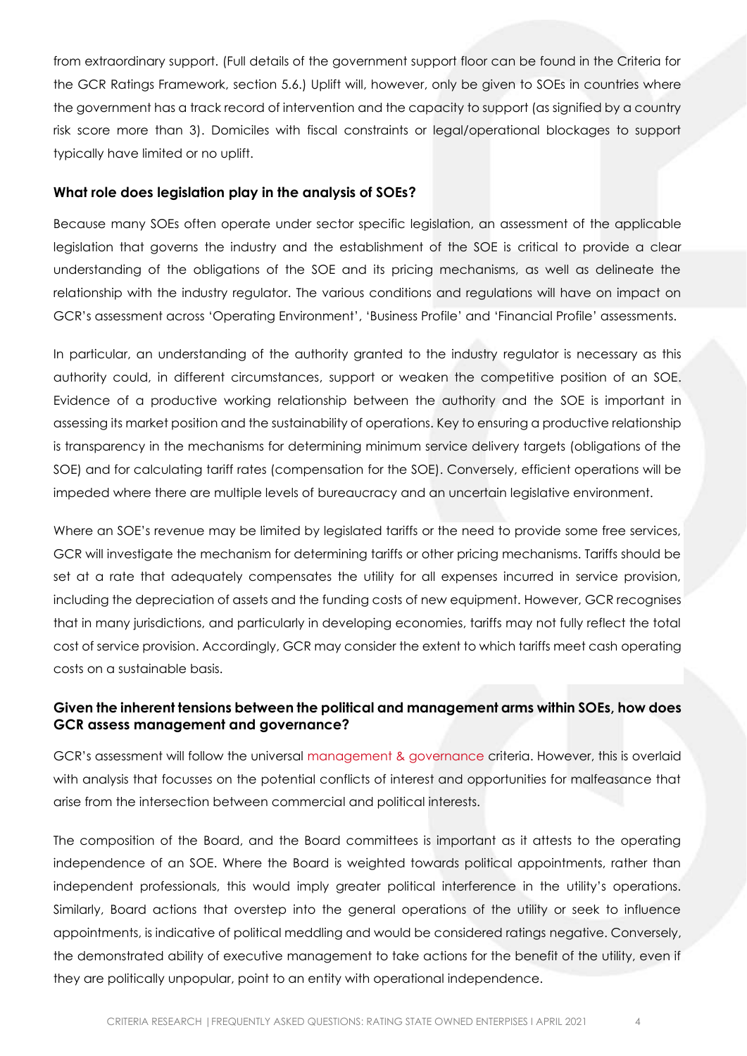from extraordinary support. (Full details of the government support floor can be found in the Criteria for the GCR Ratings Framework, section 5.6.) Uplift will, however, only be given to SOEs in countries where the government has a track record of intervention and the capacity to support (as signified by a country risk score more than 3). Domiciles with fiscal constraints or legal/operational blockages to support typically have limited or no uplift.

### What role does legislation play in the analysis of SOEs?

Because many SOEs often operate under sector specific legislation, an assessment of the applicable legislation that governs the industry and the establishment of the SOE is critical to provide a clear understanding of the obligations of the SOE and its pricing mechanisms, as well as delineate the relationship with the industry regulator. The various conditions and regulations will have on impact on GCR's assessment across 'Operating Environment', 'Business Profile' and 'Financial Profile' assessments.

In particular, an understanding of the authority granted to the industry regulator is necessary as this authority could, in different circumstances, support or weaken the competitive position of an SOE. Evidence of a productive working relationship between the authority and the SOE is important in assessing its market position and the sustainability of operations. Key to ensuring a productive relationship is transparency in the mechanisms for determining minimum service delivery targets (obligations of the SOE) and for calculating tariff rates (compensation for the SOE). Conversely, efficient operations will be impeded where there are multiple levels of bureaucracy and an uncertain legislative environment.

Where an SOE's revenue may be limited by legislated tariffs or the need to provide some free services, GCR will investigate the mechanism for determining tariffs or other pricing mechanisms. Tariffs should be set at a rate that adequately compensates the utility for all expenses incurred in service provision, including the depreciation of assets and the funding costs of new equipment. However, GCR recognises that in many jurisdictions, and particularly in developing economies, tariffs may not fully reflect the total cost of service provision. Accordingly, GCR may consider the extent to which tariffs meet cash operating costs on a sustainable basis.

### Given the inherent tensions between the political and management arms within SOEs, how does GCR assess management and governance?

GCR's assessment will follow the universal management & governance criteria. However, this is overlaid with analysis that focusses on the potential conflicts of interest and opportunities for malfeasance that arise from the intersection between commercial and political interests.

The composition of the Board, and the Board committees is important as it attests to the operating independence of an SOE. Where the Board is weighted towards political appointments, rather than independent professionals, this would imply greater political interference in the utility's operations. Similarly, Board actions that overstep into the general operations of the utility or seek to influence appointments, is indicative of political meddling and would be considered ratings negative. Conversely, the demonstrated ability of executive management to take actions for the benefit of the utility, even if they are politically unpopular, point to an entity with operational independence.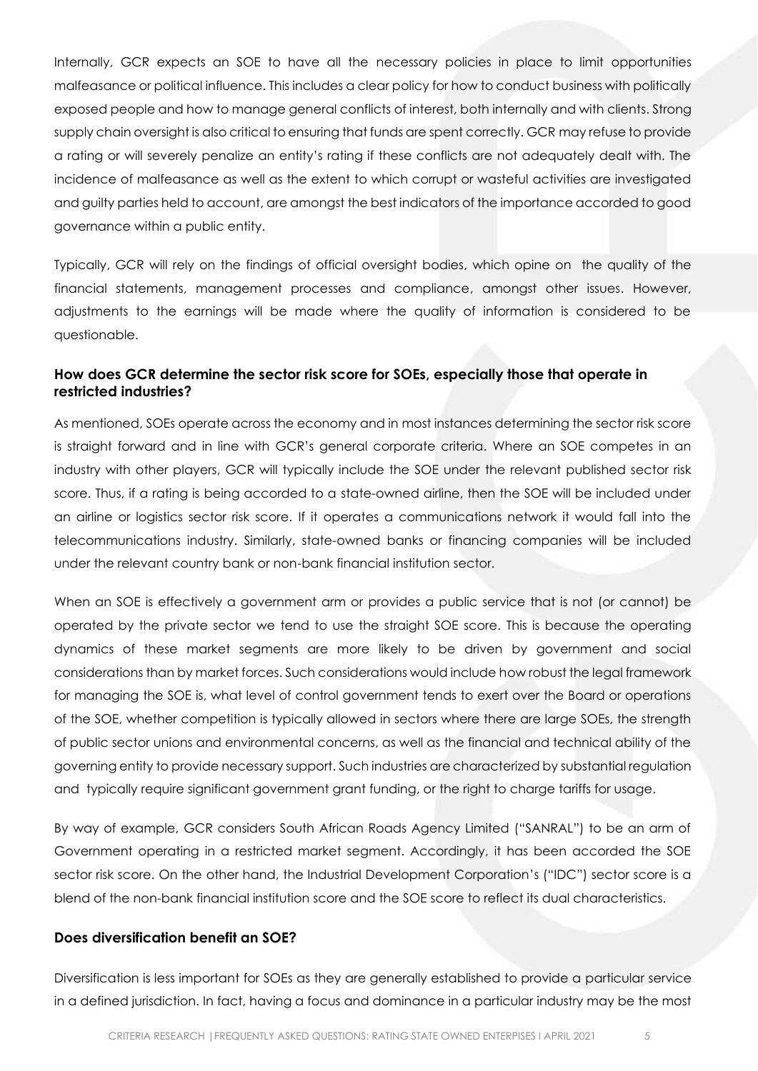Internally, GCR expects an SOE to have all the necessary policies in place to limit opportunities malfeasance or political influence. This includes a clear policy for how to conduct business with politically exposed people and how to manage general conflicts of interest, both internally and with clients. Strong supply chain oversight is also critical to ensuring that funds are spent correctly. GCR may refuse to provide a rating or will severely penalize an entity's rating if these conflicts are not adequately dealt with. The incidence of malfeasance as well as the extent to which corrupt or wasteful activities are investigated and guilty parties held to account, are amongst the best indicators of the importance accorded to good governance within a public entity.

Typically, GCR will rely on the findings of official oversight bodies, which opine on the quality of the financial statements, management processes and compliance, amongst other issues. However, adjustments to the earnings will be made where the quality of information is considered to be questionable.

### How does GCR determine the sector risk score for SOEs, especially those that operate in restricted industries?

As mentioned, SOEs operate across the economy and in most instances determining the sector risk score is straight forward and in line with GCR's general corporate criteria. Where an SOE competes in an industry with other players, GCR will typically include the SOE under the relevant published sector risk score. Thus, if a rating is being accorded to a state-owned airline, then the SOE will be included under an airline or logistics sector risk score. If it operates a communications network it would fall into the telecommunications industry. Similarly, state-owned banks or financing companies will be included under the relevant country bank or non-bank financial institution sector.

When an SOE is effectively a government arm or provides a public service that is not (or cannot) be operated by the private sector we tend to use the straight SOE score. This is because the operating dynamics of these market segments are more likely to be driven by government and social considerations than by market forces. Such considerations would include how robust the legal framework for managing the SOE is, what level of control government tends to exert over the Board or operations of the SOE, whether competition is typically allowed in sectors where there are large SOEs, the strength of public sector unions and environmental concerns, as well as the financial and technical ability of the governing entity to provide necessary support. Such industries are characterized by substantial regulation and typically require significant government grant funding, or the right to charge tariffs for usage.

By way of example, GCR considers South African Roads Agency Limited ("SANRAL") to be an arm of Government operating in a restricted market segment. Accordingly, it has been accorded the SOE sector risk score. On the other hand, the Industrial Development Corporation's ("IDC") sector score is a blend of the non-bank financial institution score and the SOE score to reflect its dual characteristics.

### Does diversification benefit an SOE?

Diversification is less important for SOEs as they are generally established to provide a particular service in a defined jurisdiction. In fact, having a focus and dominance in a particular industry may be the most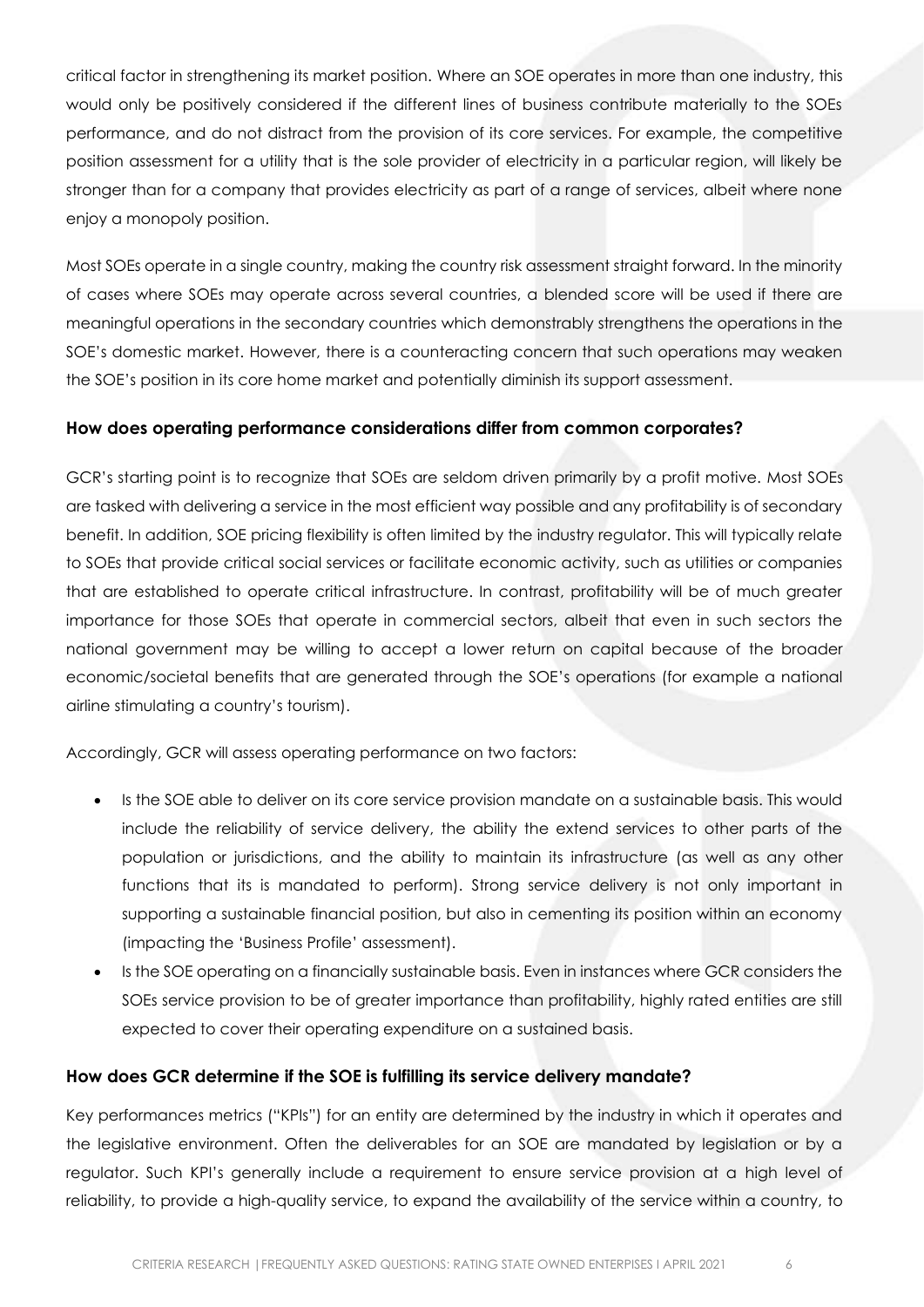critical factor in strengthening its market position. Where an SOE operates in more than one industry, this would only be positively considered if the different lines of business contribute materially to the SOEs performance, and do not distract from the provision of its core services. For example, the competitive position assessment for a utility that is the sole provider of electricity in a particular region, will likely be stronger than for a company that provides electricity as part of a range of services, albeit where none enjoy a monopoly position.

Most SOEs operate in a single country, making the country risk assessment straight forward. In the minority of cases where SOEs may operate across several countries, a blended score will be used if there are meaningful operations in the secondary countries which demonstrably strengthens the operations in the SOE's domestic market. However, there is a counteracting concern that such operations may weaken the SOE's position in its core home market and potentially diminish its support assessment.

### How does operating performance considerations differ from common corporates?

GCR's starting point is to recognize that SOEs are seldom driven primarily by a profit motive. Most SOEs are tasked with delivering a service in the most efficient way possible and any profitability is of secondary benefit. In addition, SOE pricing flexibility is often limited by the industry regulator. This will typically relate to SOEs that provide critical social services or facilitate economic activity, such as utilities or companies that are established to operate critical infrastructure. In contrast, profitability will be of much greater importance for those SOEs that operate in commercial sectors, albeit that even in such sectors the national government may be willing to accept a lower return on capital because of the broader economic/societal benefits that are generated through the SOE's operations (for example a national airline stimulating a country's tourism).

Accordingly, GCR will assess operating performance on two factors:

- Is the SOE able to deliver on its core service provision mandate on a sustainable basis. This would include the reliability of service delivery, the ability the extend services to other parts of the population or jurisdictions, and the ability to maintain its infrastructure (as well as any other functions that its is mandated to perform). Strong service delivery is not only important in supporting a sustainable financial position, but also in cementing its position within an economy (impacting the 'Business Profile' assessment).
- Is the SOE operating on a financially sustainable basis. Even in instances where GCR considers the SOEs service provision to be of greater importance than profitability, highly rated entities are still expected to cover their operating expenditure on a sustained basis.

### How does GCR determine if the SOE is fulfilling its service delivery mandate?

Key performances metrics ("KPIs") for an entity are determined by the industry in which it operates and the legislative environment. Often the deliverables for an SOE are mandated by legislation or by a regulator. Such KPI's generally include a requirement to ensure service provision at a high level of reliability, to provide a high-quality service, to expand the availability of the service within a country, to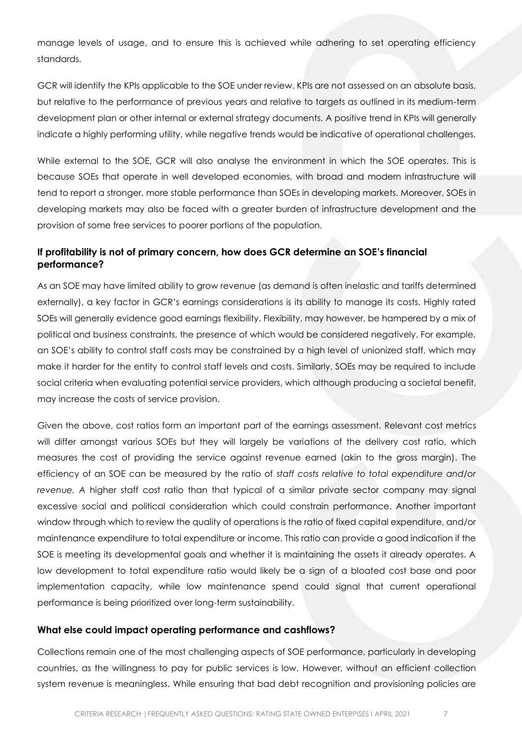manage levels of usage, and to ensure this is achieved while adhering to set operating efficiency standards.

GCR will identify the KPIs applicable to the SOE under review. KPIs are not assessed on an absolute basis, but relative to the performance of previous years and relative to targets as outlined in its medium-term development plan or other internal or external strategy documents. A positive trend in KPIs will generally indicate a highly performing utility, while negative trends would be indicative of operational challenges.

While external to the SOE, GCR will also analyse the environment in which the SOE operates. This is because SOEs that operate in well developed economies, with broad and modern infrastructure will tend to report a stronger, more stable performance than SOEs in developing markets. Moreover, SOEs in developing markets may also be faced with a greater burden of infrastructure development and the provision of some free services to poorer portions of the population.

### If profitability is not of primary concern, how does GCR determine an SOE's financial performance?

As an SOE may have limited ability to grow revenue (as demand is often inelastic and tariffs determined externally), a key factor in GCR's earnings considerations is its ability to manage its costs. Highly rated SOEs will generally evidence good earnings flexibility. Flexibility, may however, be hampered by a mix of political and business constraints, the presence of which would be considered negatively. For example, an SOE's ability to control staff costs may be constrained by a high level of unionized staff, which may make it harder for the entity to control staff levels and costs. Similarly, SOEs may be required to include social criteria when evaluating potential service providers, which although producing a societal benefit, may increase the costs of service provision.

Given the above, cost ratios form an important part of the earnings assessment. Relevant cost metrics will differ amongst various SOEs but they will largely be variations of the delivery cost ratio, which measures the cost of providing the service against revenue earned (akin to the gross margin). The efficiency of an SOE can be measured by the ratio of *staff costs relative to total expenditure and/or revenue.* A higher staff cost ratio than that typical of a similar private sector company may signal excessive social and political consideration which could constrain performance. Another important window through which to review the quality of operations is the ratio of fixed capital expenditure, and/or maintenance expenditure to total expenditure or income. This ratio can provide a good indication if the SOE is meeting its developmental goals and whether it is maintaining the assets it already operates. A low development to total expenditure ratio would likely be a sign of a bloated cost base and poor implementation capacity, while low maintenance spend could signal that current operational performance is being prioritized over long-term sustainability.

### What else could impact operating performance and cashflows?

Collections remain one of the most challenging aspects of SOE performance, particularly in developing countries, as the willingness to pay for public services is low. However, without an efficient collection system revenue is meaningless. While ensuring that bad debt recognition and provisioning policies are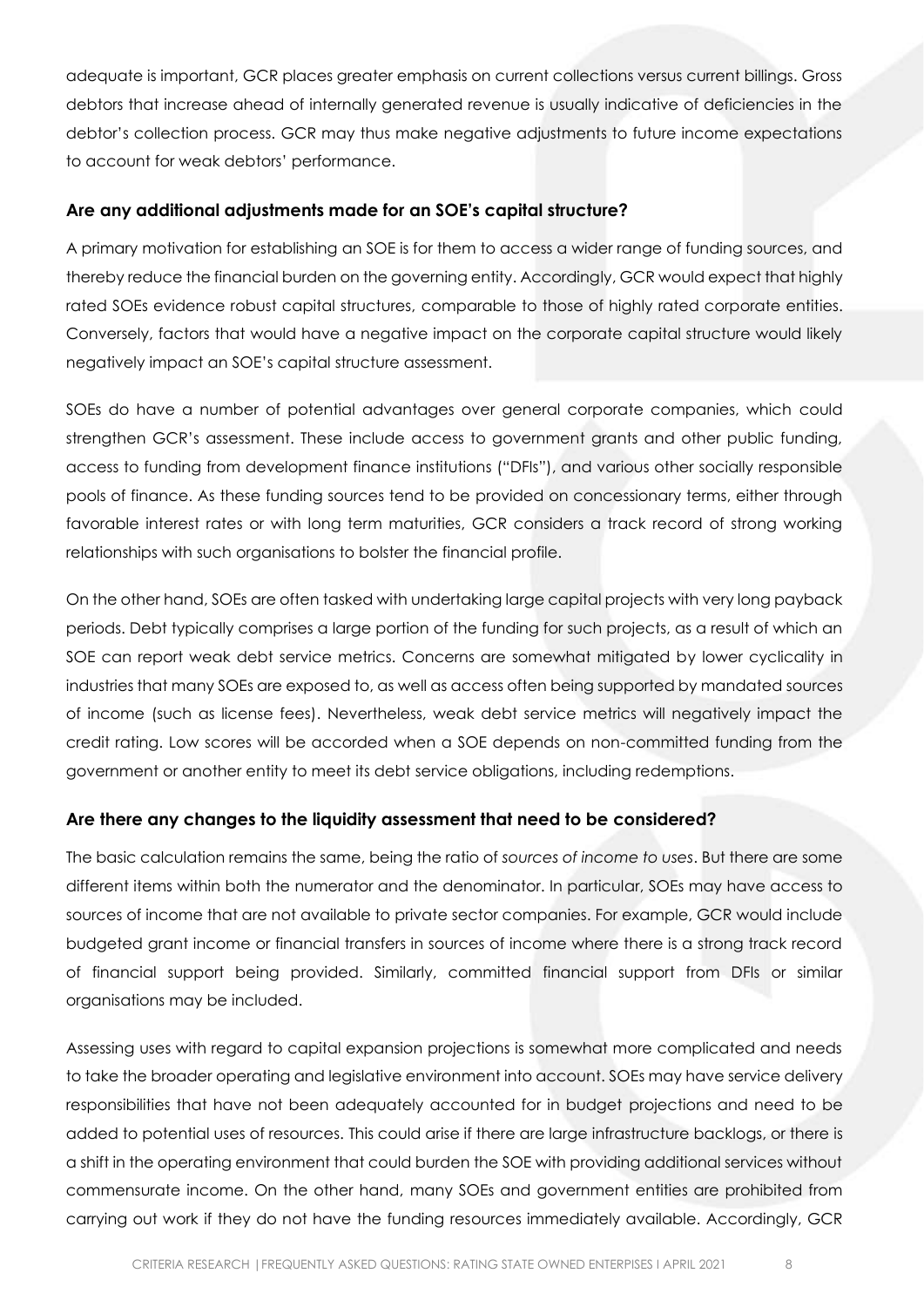adequate is important, GCR places greater emphasis on current collections versus current billings. Gross debtors that increase ahead of internally generated revenue is usually indicative of deficiencies in the debtor's collection process. GCR may thus make negative adjustments to future income expectations to account for weak debtors' performance.

## Are any additional adjustments made for an SOE's capital structure?

A primary motivation for establishing an SOE is for them to access a wider range of funding sources, and thereby reduce the financial burden on the governing entity. Accordingly, GCR would expect that highly rated SOEs evidence robust capital structures, comparable to those of highly rated corporate entities. Conversely, factors that would have a negative impact on the corporate capital structure would likely negatively impact an SOE's capital structure assessment.

SOEs do have a number of potential advantages over general corporate companies, which could strengthen GCR's assessment. These include access to government grants and other public funding, access to funding from development finance institutions ("DFIs"), and various other socially responsible pools of finance. As these funding sources tend to be provided on concessionary terms, either through favorable interest rates or with long term maturities, GCR considers a track record of strong working relationships with such organisations to bolster the financial profile.

On the other hand, SOEs are often tasked with undertaking large capital projects with very long payback periods. Debt typically comprises a large portion of the funding for such projects, as a result of which an SOE can report weak debt service metrics. Concerns are somewhat mitigated by lower cyclicality in industries that many SOEs are exposed to, as well as access often being supported by mandated sources of income (such as license fees). Nevertheless, weak debt service metrics will negatively impact the credit rating. Low scores will be accorded when a SOE depends on non-committed funding from the government or another entity to meet its debt service obligations, including redemptions.

## Are there any changes to the liquidity assessment that need to be considered?

The basic calculation remains the same, being the ratio of *sources of income to uses*. But there are some different items within both the numerator and the denominator. In particular, SOEs may have access to sources of income that are not available to private sector companies. For example, GCR would include budgeted grant income or financial transfers in sources of income where there is a strong track record of financial support being provided. Similarly, committed financial support from DFIs or similar organisations may be included.

Assessing uses with regard to capital expansion projections is somewhat more complicated and needs to take the broader operating and legislative environment into account. SOEs may have service delivery responsibilities that have not been adequately accounted for in budget projections and need to be added to potential uses of resources. This could arise if there are large infrastructure backlogs, or there is a shift in the operating environment that could burden the SOE with providing additional services without commensurate income. On the other hand, many SOEs and government entities are prohibited from carrying out work if they do not have the funding resources immediately available. Accordingly, GCR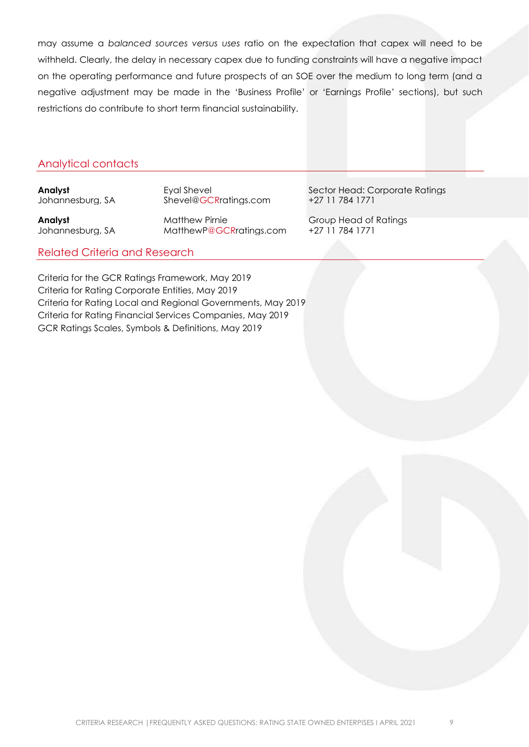may assume a *balanced sources versus uses* ratio on the expectation that capex will need to be withheld. Clearly, the delay in necessary capex due to funding constraints will have a negative impact on the operating performance and future prospects of an SOE over the medium to long term (and a negative adjustment may be made in the 'Business Profile' or 'Earnings Profile' sections), but such restrictions do contribute to short term financial sustainability.

## Analytical contacts

| | | |
|---|---|---|
| **Analyst**<br>Johannesburg, SA | Eyal Shevel<br>Shevel@GCRratings.com | Sector Head: Corporate Ratings<br>+27 11 784 1771 |
| **Analyst**<br>Johannesburg, SA | Matthew Pirnie<br>MatthewP@GCRratings.com | Group Head of Ratings<br>+27 11 784 1771 |

## Related Criteria and Research

Criteria for the GCR Ratings Framework, May 2019
Criteria for Rating Corporate Entities, May 2019
Criteria for Rating Local and Regional Governments, May 2019
Criteria for Rating Financial Services Companies, May 2019
GCR Ratings Scales, Symbols & Definitions, May 2019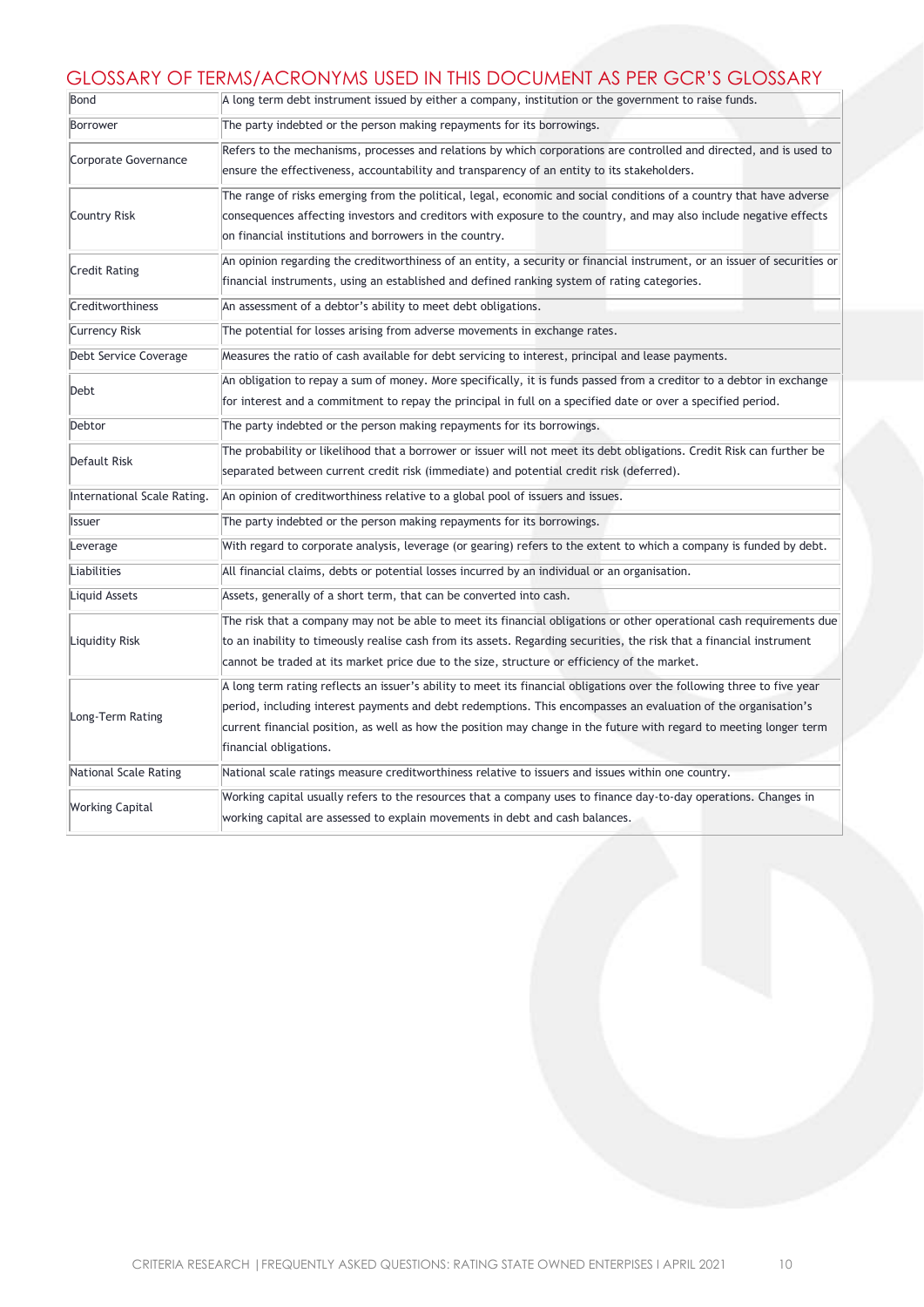## GLOSSARY OF TERMS/ACRONYMS USED IN THIS DOCUMENT AS PER GCR'S GLOSSARY

| | |
|---|---|
| Bond | A long term debt instrument issued by either a company, institution or the government to raise funds. |
| Borrower | The party indebted or the person making repayments for its borrowings. |
| Corporate Governance | Refers to the mechanisms, processes and relations by which corporations are controlled and directed, and is used to ensure the effectiveness, accountability and transparency of an entity to its stakeholders. |
| Country Risk | The range of risks emerging from the political, legal, economic and social conditions of a country that have adverse consequences affecting investors and creditors with exposure to the country, and may also include negative effects on financial institutions and borrowers in the country. |
| Credit Rating | An opinion regarding the creditworthiness of an entity, a security or financial instrument, or an issuer of securities or financial instruments, using an established and defined ranking system of rating categories. |
| Creditworthiness | An assessment of a debtor's ability to meet debt obligations. |
| Currency Risk | The potential for losses arising from adverse movements in exchange rates. |
| Debt Service Coverage | Measures the ratio of cash available for debt servicing to interest, principal and lease payments. |
| Debt | An obligation to repay a sum of money. More specifically, it is funds passed from a creditor to a debtor in exchange for interest and a commitment to repay the principal in full on a specified date or over a specified period. |
| Debtor | The party indebted or the person making repayments for its borrowings. |
| Default Risk | The probability or likelihood that a borrower or issuer will not meet its debt obligations. Credit Risk can further be separated between current credit risk (immediate) and potential credit risk (deferred). |
| International Scale Rating. | An opinion of creditworthiness relative to a global pool of issuers and issues. |
| Issuer | The party indebted or the person making repayments for its borrowings. |
| Leverage | With regard to corporate analysis, leverage (or gearing) refers to the extent to which a company is funded by debt. |
| Liabilities | All financial claims, debts or potential losses incurred by an individual or an organisation. |
| Liquid Assets | Assets, generally of a short term, that can be converted into cash. |
| Liquidity Risk | The risk that a company may not be able to meet its financial obligations or other operational cash requirements due to an inability to timeously realise cash from its assets. Regarding securities, the risk that a financial instrument cannot be traded at its market price due to the size, structure or efficiency of the market. |
| Long-Term Rating | A long term rating reflects an issuer's ability to meet its financial obligations over the following three to five year period, including interest payments and debt redemptions. This encompasses an evaluation of the organisation's current financial position, as well as how the position may change in the future with regard to meeting longer term financial obligations. |
| National Scale Rating | National scale ratings measure creditworthiness relative to issuers and issues within one country. |
| Working Capital | Working capital usually refers to the resources that a company uses to finance day-to-day operations. Changes in working capital are assessed to explain movements in debt and cash balances. |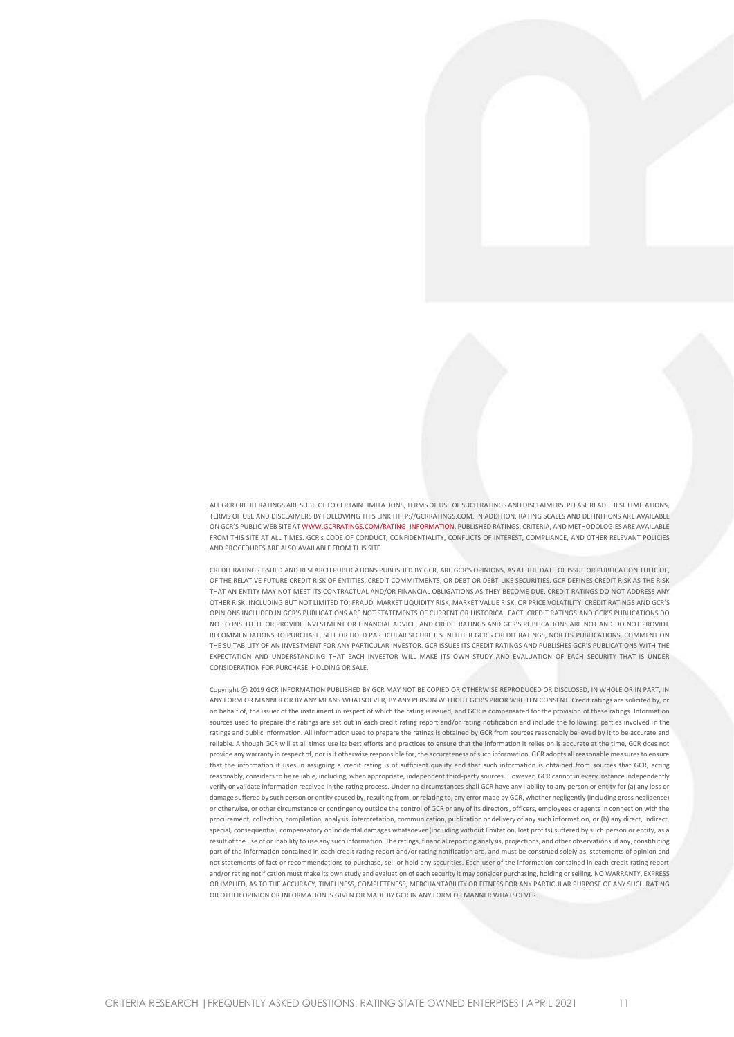ALL GCR CREDIT RATINGS ARE SUBJECT TO CERTAIN LIMITATIONS, TERMS OF USE OF SUCH RATINGS AND DISCLAIMERS. PLEASE READ THESE LIMITATIONS, TERMS OF USE AND DISCLAIMERS BY FOLLOWING THIS LINK:HTTP://GCRRATINGS.COM. IN ADDITION, RATING SCALES AND DEFINITIONS ARE AVAILABLE ON GCR'S PUBLIC WEB SITE AT WWW.GCRRATINGS.COM/RATING_INFORMATION. PUBLISHED RATINGS, CRITERIA, AND METHODOLOGIES ARE AVAILABLE FROM THIS SITE AT ALL TIMES. GCR's CODE OF CONDUCT, CONFIDENTIALITY, CONFLICTS OF INTEREST, COMPLIANCE, AND OTHER RELEVANT POLICIES AND PROCEDURES ARE ALSO AVAILABLE FROM THIS SITE.

CREDIT RATINGS ISSUED AND RESEARCH PUBLICATIONS PUBLISHED BY GCR, ARE GCR'S OPINIONS, AS AT THE DATE OF ISSUE OR PUBLICATION THEREOF, OF THE RELATIVE FUTURE CREDIT RISK OF ENTITIES, CREDIT COMMITMENTS, OR DEBT OR DEBT-LIKE SECURITIES. GCR DEFINES CREDIT RISK AS THE RISK THAT AN ENTITY MAY NOT MEET ITS CONTRACTUAL AND/OR FINANCIAL OBLIGATIONS AS THEY BECOME DUE. CREDIT RATINGS DO NOT ADDRESS ANY OTHER RISK, INCLUDING BUT NOT LIMITED TO: FRAUD, MARKET LIQUIDITY RISK, MARKET VALUE RISK, OR PRICE VOLATILITY. CREDIT RATINGS AND GCR'S OPINIONS INCLUDED IN GCR'S PUBLICATIONS ARE NOT STATEMENTS OF CURRENT OR HISTORICAL FACT. CREDIT RATINGS AND GCR'S PUBLICATIONS DO NOT CONSTITUTE OR PROVIDE INVESTMENT OR FINANCIAL ADVICE, AND CREDIT RATINGS AND GCR'S PUBLICATIONS ARE NOT AND DO NOT PROVIDE RECOMMENDATIONS TO PURCHASE, SELL OR HOLD PARTICULAR SECURITIES. NEITHER GCR'S CREDIT RATINGS, NOR ITS PUBLICATIONS, COMMENT ON THE SUITABILITY OF AN INVESTMENT FOR ANY PARTICULAR INVESTOR. GCR ISSUES ITS CREDIT RATINGS AND PUBLISHES GCR'S PUBLICATIONS WITH THE EXPECTATION AND UNDERSTANDING THAT EACH INVESTOR WILL MAKE ITS OWN STUDY AND EVALUATION OF EACH SECURITY THAT IS UNDER CONSIDERATION FOR PURCHASE, HOLDING OR SALE.

Copyright © 2019 GCR INFORMATION PUBLISHED BY GCR MAY NOT BE COPIED OR OTHERWISE REPRODUCED OR DISCLOSED, IN WHOLE OR IN PART, IN ANY FORM OR MANNER OR BY ANY MEANS WHATSOEVER, BY ANY PERSON WITHOUT GCR'S PRIOR WRITTEN CONSENT. Credit ratings are solicited by, or on behalf of, the issuer of the instrument in respect of which the rating is issued, and GCR is compensated for the provision of these ratings. Information sources used to prepare the ratings are set out in each credit rating report and/or rating notification and include the following: parties involved in the ratings and public information. All information used to prepare the ratings is obtained by GCR from sources reasonably believed by it to be accurate and reliable. Although GCR will at all times use its best efforts and practices to ensure that the information it relies on is accurate at the time, GCR does not provide any warranty in respect of, nor is it otherwise responsible for, the accurateness of such information. GCR adopts all reasonable measures to ensure that the information it uses in assigning a credit rating is of sufficient quality and that such information is obtained from sources that GCR, acting reasonably, considers to be reliable, including, when appropriate, independent third-party sources. However, GCR cannot in every instance independently verify or validate information received in the rating process. Under no circumstances shall GCR have any liability to any person or entity for (a) any loss or damage suffered by such person or entity caused by, resulting from, or relating to, any error made by GCR, whether negligently (including gross negligence) or otherwise, or other circumstance or contingency outside the control of GCR or any of its directors, officers, employees or agents in connection with the procurement, collection, compilation, analysis, interpretation, communication, publication or delivery of any such information, or (b) any direct, indirect, special, consequential, compensatory or incidental damages whatsoever (including without limitation, lost profits) suffered by such person or entity, as a result of the use of or inability to use any such information. The ratings, financial reporting analysis, projections, and other observations, if any, constituting part of the information contained in each credit rating report and/or rating notification are, and must be construed solely as, statements of opinion and not statements of fact or recommendations to purchase, sell or hold any securities. Each user of the information contained in each credit rating report and/or rating notification must make its own study and evaluation of each security it may consider purchasing, holding or selling. NO WARRANTY, EXPRESS OR IMPLIED, AS TO THE ACCURACY, TIMELINESS, COMPLETENESS, MERCHANTABILITY OR FITNESS FOR ANY PARTICULAR PURPOSE OF ANY SUCH RATING OR OTHER OPINION OR INFORMATION IS GIVEN OR MADE BY GCR IN ANY FORM OR MANNER WHATSOEVER.